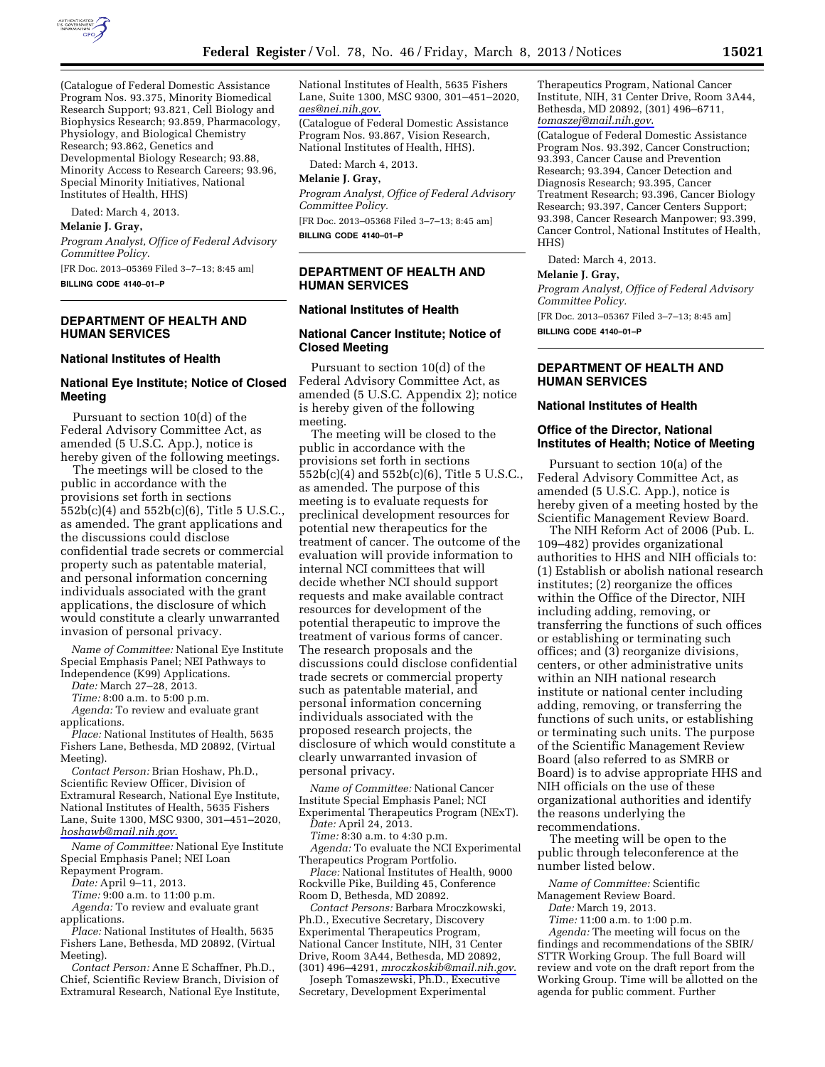(Catalogue of Federal Domestic Assistance Program Nos. 93.375, Minority Biomedical Research Support; 93.821, Cell Biology and Biophysics Research; 93.859, Pharmacology, Physiology, and Biological Chemistry Research; 93.862, Genetics and Developmental Biology Research; 93.88, Minority Access to Research Careers; 93.96, Special Minority Initiatives, National Institutes of Health, HHS)

Dated: March 4, 2013.

**Melanie J. Gray,**

*Program Analyst, Office of Federal Advisory Committee Policy.*

[FR Doc. 2013–05369 Filed 3–7–13; 8:45 am]

**BILLING CODE 4140–01–P**

## DEPARTMENT OF HEALTH AND HUMAN SERVICES

### National Institutes of Health

### National Eye Institute; Notice of Closed Meeting

Pursuant to section 10(d) of the Federal Advisory Committee Act, as amended (5 U.S.C. App.), notice is hereby given of the following meetings.

The meetings will be closed to the public in accordance with the provisions set forth in sections 552b(c)(4) and 552b(c)(6), Title 5 U.S.C., as amended. The grant applications and the discussions could disclose confidential trade secrets or commercial property such as patentable material, and personal information concerning individuals associated with the grant applications, the disclosure of which would constitute a clearly unwarranted invasion of personal privacy.

*Name of Committee:* National Eye Institute Special Emphasis Panel; NEI Pathways to Independence (K99) Applications.

*Date:* March 27–28, 2013.

*Time:* 8:00 a.m. to 5:00 p.m.

*Agenda:* To review and evaluate grant applications.

*Place:* National Institutes of Health, 5635 Fishers Lane, Bethesda, MD 20892, (Virtual Meeting).

*Contact Person:* Brian Hoshaw, Ph.D., Scientific Review Officer, Division of Extramural Research, National Eye Institute, National Institutes of Health, 5635 Fishers Lane, Suite 1300, MSC 9300, 301–451–2020, *hoshawb@mail.nih.gov.*

*Name of Committee:* National Eye Institute Special Emphasis Panel; NEI Loan Repayment Program.

*Date:* April 9–11, 2013.

*Time:* 9:00 a.m. to 11:00 p.m.

*Agenda:* To review and evaluate grant applications.

*Place:* National Institutes of Health, 5635 Fishers Lane, Bethesda, MD 20892, (Virtual Meeting).

*Contact Person:* Anne E Schaffner, Ph.D., Chief, Scientific Review Branch, Division of Extramural Research, National Eye Institute, National Institutes of Health, 5635 Fishers Lane, Suite 1300, MSC 9300, 301–451–2020, *aes@nei.nih.gov.*

(Catalogue of Federal Domestic Assistance Program Nos. 93.867, Vision Research, National Institutes of Health, HHS).

Dated: March 4, 2013.

**Melanie J. Gray,**

*Program Analyst, Office of Federal Advisory Committee Policy.*

[FR Doc. 2013–05368 Filed 3–7–13; 8:45 am]

**BILLING CODE 4140–01–P**

## DEPARTMENT OF HEALTH AND HUMAN SERVICES

### National Institutes of Health

### National Cancer Institute; Notice of Closed Meeting

Pursuant to section 10(d) of the Federal Advisory Committee Act, as amended (5 U.S.C. Appendix 2); notice is hereby given of the following meeting.

The meeting will be closed to the public in accordance with the provisions set forth in sections 552b(c)(4) and 552b(c)(6), Title 5 U.S.C., as amended. The purpose of this meeting is to evaluate requests for preclinical development resources for potential new therapeutics for the treatment of cancer. The outcome of the evaluation will provide information to internal NCI committees that will decide whether NCI should support requests and make available contract resources for development of the potential therapeutic to improve the treatment of various forms of cancer. The research proposals and the discussions could disclose confidential trade secrets or commercial property such as patentable material, and personal information concerning individuals associated with the proposed research projects, the disclosure of which would constitute a clearly unwarranted invasion of personal privacy.

*Name of Committee:* National Cancer Institute Special Emphasis Panel; NCI Experimental Therapeutics Program (NExT).

*Date:* April 24, 2013.

*Time:* 8:30 a.m. to 4:30 p.m.

*Agenda:* To evaluate the NCI Experimental Therapeutics Program Portfolio.

*Place:* National Institutes of Health, 9000 Rockville Pike, Building 45, Conference Room D, Bethesda, MD 20892.

*Contact Persons:* Barbara Mroczkowski, Ph.D., Executive Secretary, Discovery Experimental Therapeutics Program, National Cancer Institute, NIH, 31 Center Drive, Room 3A44, Bethesda, MD 20892, (301) 496–4291, *mroczkoskib@mail.nih.gov.*

Joseph Tomaszewski, Ph.D., Executive Secretary, Development Experimental Therapeutics Program, National Cancer Institute, NIH, 31 Center Drive, Room 3A44, Bethesda, MD 20892, (301) 496–6711, *tomaszej@mail.nih.gov.*

(Catalogue of Federal Domestic Assistance Program Nos. 93.392, Cancer Construction; 93.393, Cancer Cause and Prevention Research; 93.394, Cancer Detection and Diagnosis Research; 93.395, Cancer Treatment Research; 93.396, Cancer Biology Research; 93.397, Cancer Centers Support; 93.398, Cancer Research Manpower; 93.399, Cancer Control, National Institutes of Health, HHS)

Dated: March 4, 2013.

**Melanie J. Gray,**

*Program Analyst, Office of Federal Advisory Committee Policy.*

[FR Doc. 2013–05367 Filed 3–7–13; 8:45 am]

**BILLING CODE 4140–01–P**

## DEPARTMENT OF HEALTH AND HUMAN SERVICES

### National Institutes of Health

### Office of the Director, National Institutes of Health; Notice of Meeting

Pursuant to section 10(a) of the Federal Advisory Committee Act, as amended (5 U.S.C. App.), notice is hereby given of a meeting hosted by the Scientific Management Review Board.

The NIH Reform Act of 2006 (Pub. L. 109–482) provides organizational authorities to HHS and NIH officials to: (1) Establish or abolish national research institutes; (2) reorganize the offices within the Office of the Director, NIH including adding, removing, or transferring the functions of such offices or establishing or terminating such offices; and (3) reorganize divisions, centers, or other administrative units within an NIH national research institute or national center including adding, removing, or transferring the functions of such units, or establishing or terminating such units. The purpose of the Scientific Management Review Board (also referred to as SMRB or Board) is to advise appropriate HHS and NIH officials on the use of these organizational authorities and identify the reasons underlying the recommendations.

The meeting will be open to the public through teleconference at the number listed below.

*Name of Committee:* Scientific Management Review Board.

*Date:* March 19, 2013.

*Time:* 11:00 a.m. to 1:00 p.m.

*Agenda:* The meeting will focus on the findings and recommendations of the SBIR/STTR Working Group. The full Board will review and vote on the draft report from the Working Group. Time will be allotted on the agenda for public comment. Further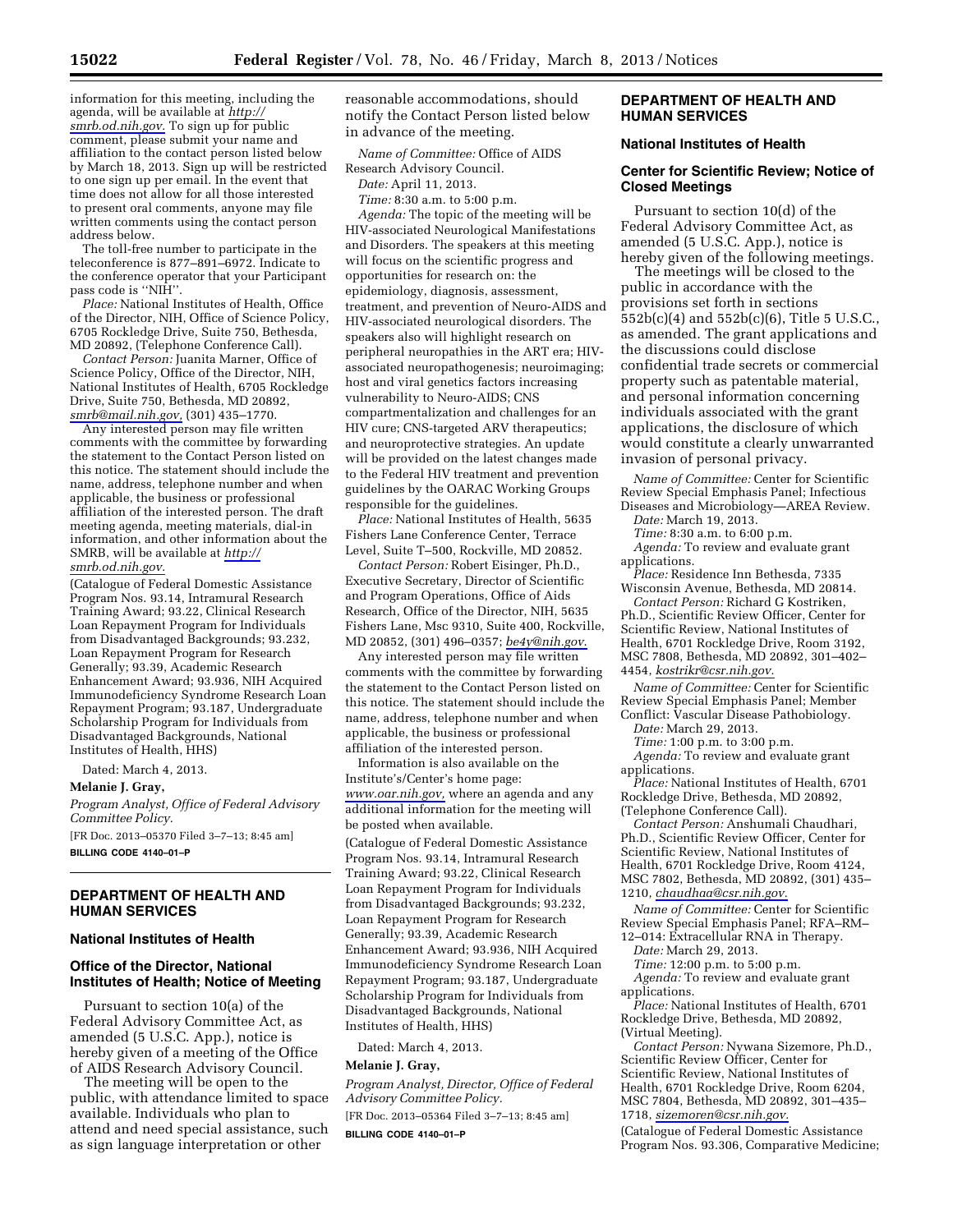information for this meeting, including the agenda, will be available at *http://smrb.od.nih.gov.* To sign up for public comment, please submit your name and affiliation to the contact person listed below by March 18, 2013. Sign up will be restricted to one sign up per email. In the event that time does not allow for all those interested to present oral comments, anyone may file written comments using the contact person address below.

The toll-free number to participate in the teleconference is 877–891–6972. Indicate to the conference operator that your Participant pass code is ''NIH''.

*Place:* National Institutes of Health, Office of the Director, NIH, Office of Science Policy, 6705 Rockledge Drive, Suite 750, Bethesda, MD 20892, (Telephone Conference Call).

*Contact Person:* Juanita Marner, Office of Science Policy, Office of the Director, NIH, National Institutes of Health, 6705 Rockledge Drive, Suite 750, Bethesda, MD 20892, *smrb@mail.nih.gov,* (301) 435–1770.

Any interested person may file written comments with the committee by forwarding the statement to the Contact Person listed on this notice. The statement should include the name, address, telephone number and when applicable, the business or professional affiliation of the interested person. The draft meeting agenda, meeting materials, dial-in information, and other information about the SMRB, will be available at *http://smrb.od.nih.gov.*

(Catalogue of Federal Domestic Assistance Program Nos. 93.14, Intramural Research Training Award; 93.22, Clinical Research Loan Repayment Program for Individuals from Disadvantaged Backgrounds; 93.232, Loan Repayment Program for Research Generally; 93.39, Academic Research Enhancement Award; 93.936, NIH Acquired Immunodeficiency Syndrome Research Loan Repayment Program; 93.187, Undergraduate Scholarship Program for Individuals from Disadvantaged Backgrounds, National Institutes of Health, HHS)

Dated: March 4, 2013.

**Melanie J. Gray,**

*Program Analyst, Office of Federal Advisory Committee Policy.*

[FR Doc. 2013–05370 Filed 3–7–13; 8:45 am]

**BILLING CODE 4140–01–P**

## DEPARTMENT OF HEALTH AND HUMAN SERVICES

### National Institutes of Health

### Office of the Director, National Institutes of Health; Notice of Meeting

Pursuant to section 10(a) of the Federal Advisory Committee Act, as amended (5 U.S.C. App.), notice is hereby given of a meeting of the Office of AIDS Research Advisory Council.

The meeting will be open to the public, with attendance limited to space available. Individuals who plan to attend and need special assistance, such as sign language interpretation or other reasonable accommodations, should notify the Contact Person listed below in advance of the meeting.

*Name of Committee:* Office of AIDS Research Advisory Council.

*Date:* April 11, 2013.

*Time:* 8:30 a.m. to 5:00 p.m.

*Agenda:* The topic of the meeting will be HIV-associated Neurological Manifestations and Disorders. The speakers at this meeting will focus on the scientific progress and opportunities for research on: the epidemiology, diagnosis, assessment, treatment, and prevention of Neuro-AIDS and HIV-associated neurological disorders. The speakers also will highlight research on peripheral neuropathies in the ART era; HIV-associated neuropathogenesis; neuroimaging; host and viral genetics factors increasing vulnerability to Neuro-AIDS; CNS compartmentalization and challenges for an HIV cure; CNS-targeted ARV therapeutics; and neuroprotective strategies. An update will be provided on the latest changes made to the Federal HIV treatment and prevention guidelines by the OARAC Working Groups responsible for the guidelines.

*Place:* National Institutes of Health, 5635 Fishers Lane Conference Center, Terrace Level, Suite T–500, Rockville, MD 20852.

*Contact Person:* Robert Eisinger, Ph.D., Executive Secretary, Director of Scientific and Program Operations, Office of Aids Research, Office of the Director, NIH, 5635 Fishers Lane, Msc 9310, Suite 400, Rockville, MD 20852, (301) 496–0357; *be4y@nih.gov.*

Any interested person may file written comments with the committee by forwarding the statement to the Contact Person listed on this notice. The statement should include the name, address, telephone number and when applicable, the business or professional affiliation of the interested person.

Information is also available on the Institute's/Center's home page: *www.oar.nih.gov,* where an agenda and any additional information for the meeting will be posted when available.

(Catalogue of Federal Domestic Assistance Program Nos. 93.14, Intramural Research Training Award; 93.22, Clinical Research Loan Repayment Program for Individuals from Disadvantaged Backgrounds; 93.232, Loan Repayment Program for Research Generally; 93.39, Academic Research Enhancement Award; 93.936, NIH Acquired Immunodeficiency Syndrome Research Loan Repayment Program; 93.187, Undergraduate Scholarship Program for Individuals from Disadvantaged Backgrounds, National Institutes of Health, HHS)

Dated: March 4, 2013.

**Melanie J. Gray,**

*Program Analyst, Director, Office of Federal Advisory Committee Policy.*

[FR Doc. 2013–05364 Filed 3–7–13; 8:45 am]

**BILLING CODE 4140–01–P**

## DEPARTMENT OF HEALTH AND HUMAN SERVICES

### National Institutes of Health

### Center for Scientific Review; Notice of Closed Meetings

Pursuant to section 10(d) of the Federal Advisory Committee Act, as amended (5 U.S.C. App.), notice is hereby given of the following meetings.

The meetings will be closed to the public in accordance with the provisions set forth in sections 552b(c)(4) and 552b(c)(6), Title 5 U.S.C., as amended. The grant applications and the discussions could disclose confidential trade secrets or commercial property such as patentable material, and personal information concerning individuals associated with the grant applications, the disclosure of which would constitute a clearly unwarranted invasion of personal privacy.

*Name of Committee:* Center for Scientific Review Special Emphasis Panel; Infectious Diseases and Microbiology—AREA Review.

*Date:* March 19, 2013.

*Time:* 8:30 a.m. to 6:00 p.m.

*Agenda:* To review and evaluate grant applications.

*Place:* Residence Inn Bethesda, 7335 Wisconsin Avenue, Bethesda, MD 20814.

*Contact Person:* Richard G Kostriken, Ph.D., Scientific Review Officer, Center for Scientific Review, National Institutes of Health, 6701 Rockledge Drive, Room 3192, MSC 7808, Bethesda, MD 20892, 301–402–4454, *kostrikr@csr.nih.gov.*

*Name of Committee:* Center for Scientific Review Special Emphasis Panel; Member Conflict: Vascular Disease Pathobiology.

*Date:* March 29, 2013.

*Time:* 1:00 p.m. to 3:00 p.m.

*Agenda:* To review and evaluate grant applications.

*Place:* National Institutes of Health, 6701 Rockledge Drive, Bethesda, MD 20892, (Telephone Conference Call).

*Contact Person:* Anshumali Chaudhari, Ph.D., Scientific Review Officer, Center for Scientific Review, National Institutes of Health, 6701 Rockledge Drive, Room 4124, MSC 7802, Bethesda, MD 20892, (301) 435–1210, *chaudhaa@csr.nih.gov.*

*Name of Committee:* Center for Scientific Review Special Emphasis Panel; RFA–RM–12–014: Extracellular RNA in Therapy.

*Date:* March 29, 2013.

*Time:* 12:00 p.m. to 5:00 p.m.

*Agenda:* To review and evaluate grant applications.

*Place:* National Institutes of Health, 6701 Rockledge Drive, Bethesda, MD 20892, (Virtual Meeting).

*Contact Person:* Nywana Sizemore, Ph.D., Scientific Review Officer, Center for Scientific Review, National Institutes of Health, 6701 Rockledge Drive, Room 6204, MSC 7804, Bethesda, MD 20892, 301–435–1718, *sizemoren@csr.nih.gov.*

(Catalogue of Federal Domestic Assistance Program Nos. 93.306, Comparative Medicine;